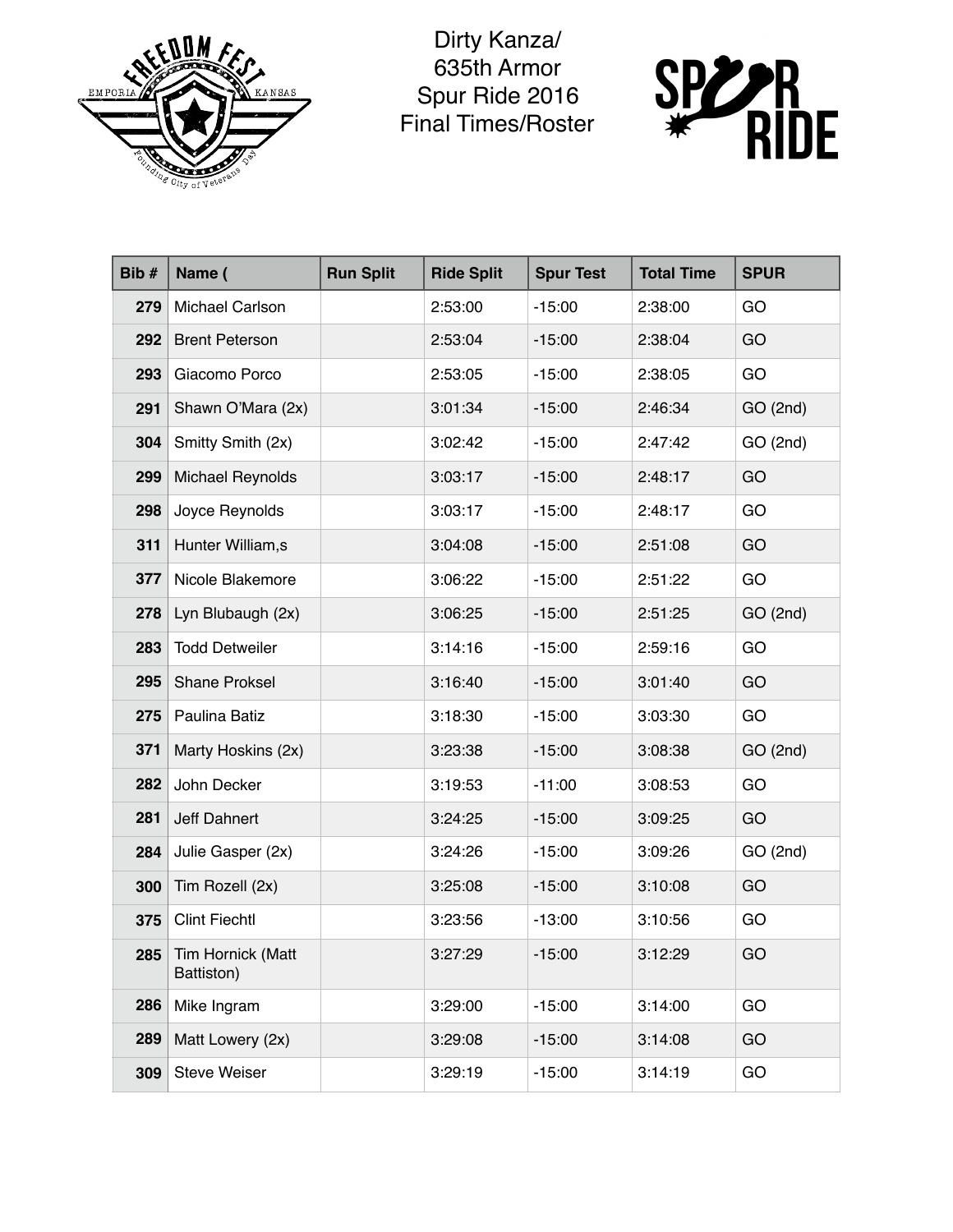# Dirty Kanza/ 635th Armor Spur Ride 2016 Final Times/Roster

| Bib # | Name ( | Run Split | Ride Split | Spur Test | Total Time | SPUR |
|---|---|---|---|---|---|---|
| 279 | Michael Carlson | | 2:53:00 | -15:00 | 2:38:00 | GO |
| 292 | Brent Peterson | | 2:53:04 | -15:00 | 2:38:04 | GO |
| 293 | Giacomo Porco | | 2:53:05 | -15:00 | 2:38:05 | GO |
| 291 | Shawn O'Mara (2x) | | 3:01:34 | -15:00 | 2:46:34 | GO (2nd) |
| 304 | Smitty Smith (2x) | | 3:02:42 | -15:00 | 2:47:42 | GO (2nd) |
| 299 | Michael Reynolds | | 3:03:17 | -15:00 | 2:48:17 | GO |
| 298 | Joyce Reynolds | | 3:03:17 | -15:00 | 2:48:17 | GO |
| 311 | Hunter William,s | | 3:04:08 | -15:00 | 2:51:08 | GO |
| 377 | Nicole Blakemore | | 3:06:22 | -15:00 | 2:51:22 | GO |
| 278 | Lyn Blubaugh (2x) | | 3:06:25 | -15:00 | 2:51:25 | GO (2nd) |
| 283 | Todd Detweiler | | 3:14:16 | -15:00 | 2:59:16 | GO |
| 295 | Shane Proksel | | 3:16:40 | -15:00 | 3:01:40 | GO |
| 275 | Paulina Batiz | | 3:18:30 | -15:00 | 3:03:30 | GO |
| 371 | Marty Hoskins (2x) | | 3:23:38 | -15:00 | 3:08:38 | GO (2nd) |
| 282 | John Decker | | 3:19:53 | -11:00 | 3:08:53 | GO |
| 281 | Jeff Dahnert | | 3:24:25 | -15:00 | 3:09:25 | GO |
| 284 | Julie Gasper (2x) | | 3:24:26 | -15:00 | 3:09:26 | GO (2nd) |
| 300 | Tim Rozell (2x) | | 3:25:08 | -15:00 | 3:10:08 | GO |
| 375 | Clint Fiechtl | | 3:23:56 | -13:00 | 3:10:56 | GO |
| 285 | Tim Hornick (Matt Battiston) | | 3:27:29 | -15:00 | 3:12:29 | GO |
| 286 | Mike Ingram | | 3:29:00 | -15:00 | 3:14:00 | GO |
| 289 | Matt Lowery (2x) | | 3:29:08 | -15:00 | 3:14:08 | GO |
| 309 | Steve Weiser | | 3:29:19 | -15:00 | 3:14:19 | GO |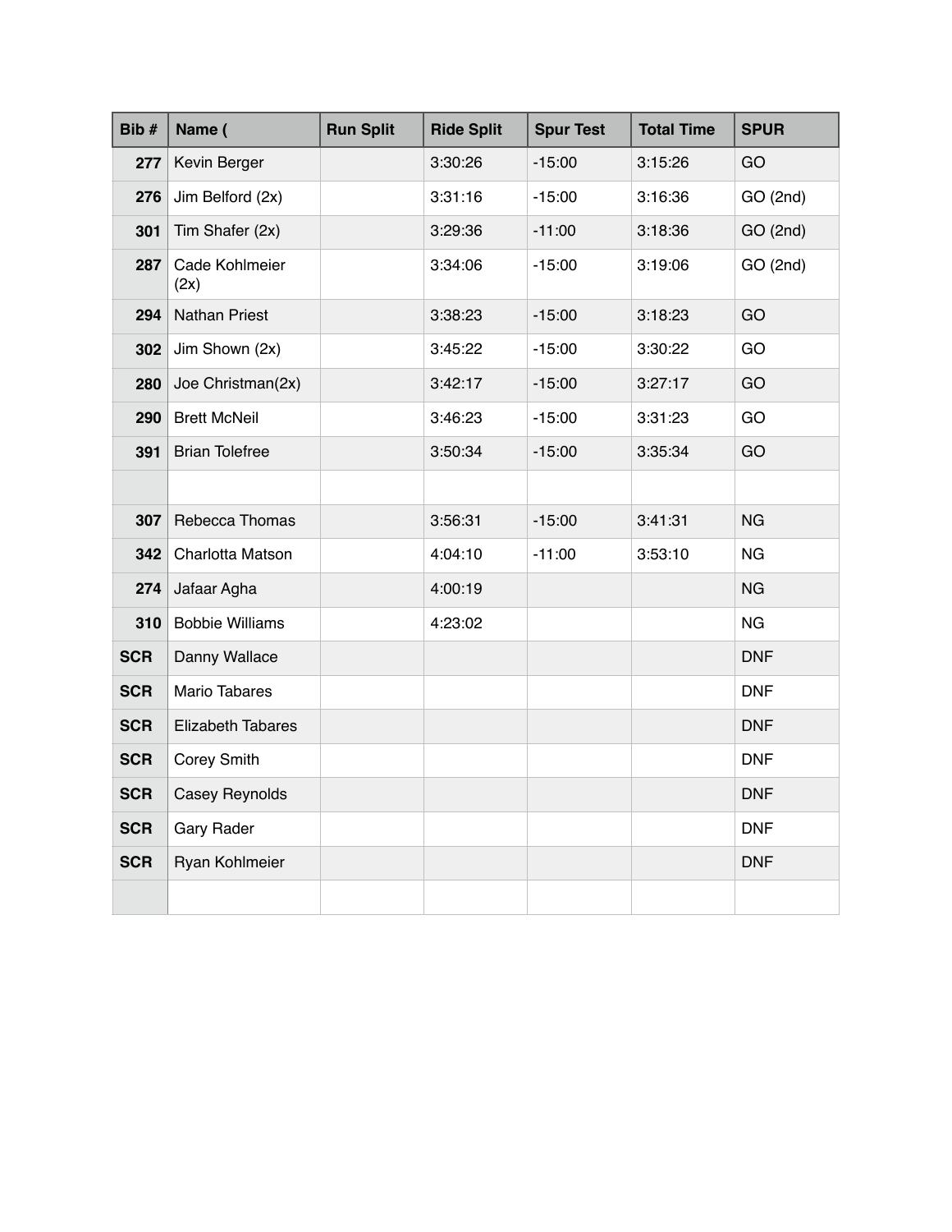| Bib # | Name ( | Run Split | Ride Split | Spur Test | Total Time | SPUR |
|---|---|---|---|---|---|---|
| 277 | Kevin Berger | | 3:30:26 | -15:00 | 3:15:26 | GO |
| 276 | Jim Belford (2x) | | 3:31:16 | -15:00 | 3:16:36 | GO (2nd) |
| 301 | Tim Shafer (2x) | | 3:29:36 | -11:00 | 3:18:36 | GO (2nd) |
| 287 | Cade Kohlmeier (2x) | | 3:34:06 | -15:00 | 3:19:06 | GO (2nd) |
| 294 | Nathan Priest | | 3:38:23 | -15:00 | 3:18:23 | GO |
| 302 | Jim Shown (2x) | | 3:45:22 | -15:00 | 3:30:22 | GO |
| 280 | Joe Christman(2x) | | 3:42:17 | -15:00 | 3:27:17 | GO |
| 290 | Brett McNeil | | 3:46:23 | -15:00 | 3:31:23 | GO |
| 391 | Brian Tolefree | | 3:50:34 | -15:00 | 3:35:34 | GO |
| | | | | | | |
| 307 | Rebecca Thomas | | 3:56:31 | -15:00 | 3:41:31 | NG |
| 342 | Charlotta Matson | | 4:04:10 | -11:00 | 3:53:10 | NG |
| 274 | Jafaar Agha | | 4:00:19 | | | NG |
| 310 | Bobbie Williams | | 4:23:02 | | | NG |
| SCR | Danny Wallace | | | | | DNF |
| SCR | Mario Tabares | | | | | DNF |
| SCR | Elizabeth Tabares | | | | | DNF |
| SCR | Corey Smith | | | | | DNF |
| SCR | Casey Reynolds | | | | | DNF |
| SCR | Gary Rader | | | | | DNF |
| SCR | Ryan Kohlmeier | | | | | DNF |
| | | | | | | |